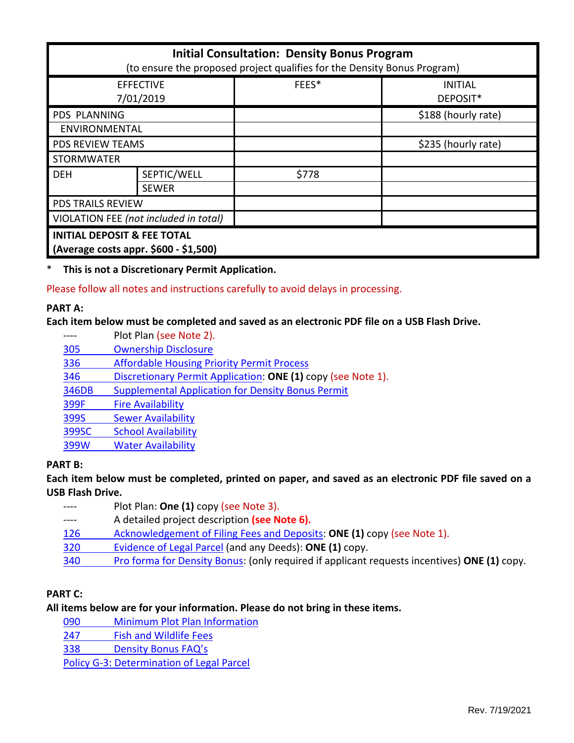| Initial Consultation: Density Bonus Program<br>(to ensure the proposed project qualifies for the Density Bonus Program) | | | |
|---|---|---|---|
| EFFECTIVE<br>7/01/2019 | | FEES* | INITIAL DEPOSIT* |
| PDS PLANNING | | | $188 (hourly rate) |
| ENVIRONMENTAL | | | |
| PDS REVIEW TEAMS | | | $235 (hourly rate) |
| STORMWATER | | | |
| DEH | SEPTIC/WELL | $778 | |
| | SEWER | | |
| PDS TRAILS REVIEW | | | |
| VIOLATION FEE *(not included in total)* | | | |
| **INITIAL DEPOSIT & FEE TOTAL**<br>**(Average costs appr. $600 - $1,500)** | | | |

\* **This is not a Discretionary Permit Application.**

Please follow all notes and instructions carefully to avoid delays in processing.

**PART A:**

**Each item below must be completed and saved as an electronic PDF file on a USB Flash Drive.**

- ---- Plot Plan (see Note 2).
- 305 Ownership Disclosure
- 336 Affordable Housing Priority Permit Process
- 346 Discretionary Permit Application: **ONE (1)** copy (see Note 1).
- 346DB Supplemental Application for Density Bonus Permit
- 399F Fire Availability
- 399S Sewer Availability
- 399SC School Availability
- 399W Water Availability

**PART B:**

**Each item below must be completed, printed on paper, and saved as an electronic PDF file saved on a USB Flash Drive.**

- ---- Plot Plan: **One (1)** copy (see Note 3).
- ---- A detailed project description **(see Note 6).**
- 126 Acknowledgement of Filing Fees and Deposits: **ONE (1)** copy (see Note 1).
- 320 Evidence of Legal Parcel (and any Deeds): **ONE (1)** copy.
- 340 Pro forma for Density Bonus: (only required if applicant requests incentives) **ONE (1)** copy.

**PART C:**

**All items below are for your information. Please do not bring in these items.**

- 090 Minimum Plot Plan Information
- 247 Fish and Wildlife Fees
- 338 Density Bonus FAQ's
- Policy G-3: Determination of Legal Parcel

Rev. 7/19/2021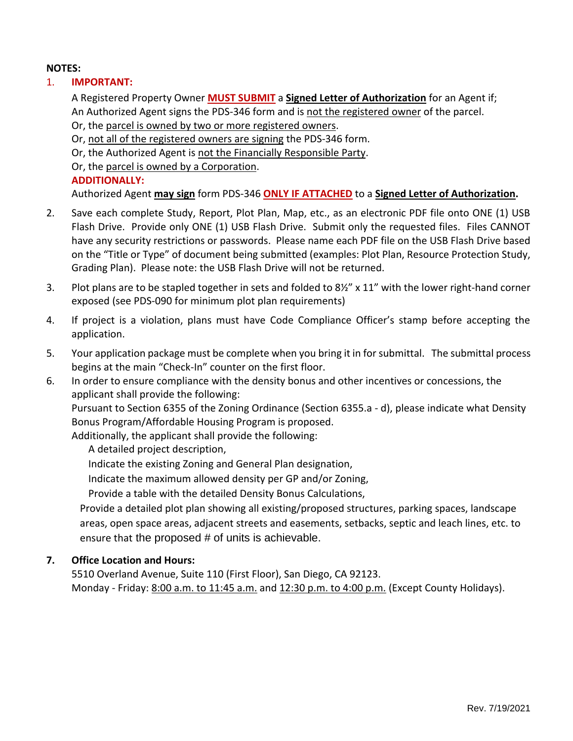**NOTES:**

1. **IMPORTANT:**

   A Registered Property Owner **MUST SUBMIT** a **Signed Letter of Authorization** for an Agent if;
   An Authorized Agent signs the PDS-346 form and is not the registered owner of the parcel.
   Or, the parcel is owned by two or more registered owners.
   Or, not all of the registered owners are signing the PDS-346 form.
   Or, the Authorized Agent is not the Financially Responsible Party.
   Or, the parcel is owned by a Corporation.

   **ADDITIONALLY:**

   Authorized Agent **may sign** form PDS-346 **ONLY IF ATTACHED** to a **Signed Letter of Authorization.**

2. Save each complete Study, Report, Plot Plan, Map, etc., as an electronic PDF file onto ONE (1) USB Flash Drive. Provide only ONE (1) USB Flash Drive. Submit only the requested files. Files CANNOT have any security restrictions or passwords. Please name each PDF file on the USB Flash Drive based on the "Title or Type" of document being submitted (examples: Plot Plan, Resource Protection Study, Grading Plan). Please note: the USB Flash Drive will not be returned.

3. Plot plans are to be stapled together in sets and folded to 8½" x 11" with the lower right-hand corner exposed (see PDS-090 for minimum plot plan requirements)

4. If project is a violation, plans must have Code Compliance Officer's stamp before accepting the application.

5. Your application package must be complete when you bring it in for submittal. The submittal process begins at the main "Check-In" counter on the first floor.

6. In order to ensure compliance with the density bonus and other incentives or concessions, the applicant shall provide the following:
   Pursuant to Section 6355 of the Zoning Ordinance (Section 6355.a - d), please indicate what Density Bonus Program/Affordable Housing Program is proposed.
   Additionally, the applicant shall provide the following:
   - A detailed project description,
   - Indicate the existing Zoning and General Plan designation,
   - Indicate the maximum allowed density per GP and/or Zoning,
   - Provide a table with the detailed Density Bonus Calculations,

   Provide a detailed plot plan showing all existing/proposed structures, parking spaces, landscape areas, open space areas, adjacent streets and easements, setbacks, septic and leach lines, etc. to ensure that the proposed # of units is achievable.

7. **Office Location and Hours:**

   5510 Overland Avenue, Suite 110 (First Floor), San Diego, CA 92123.
   Monday - Friday: 8:00 a.m. to 11:45 a.m. and 12:30 p.m. to 4:00 p.m. (Except County Holidays).

Rev. 7/19/2021